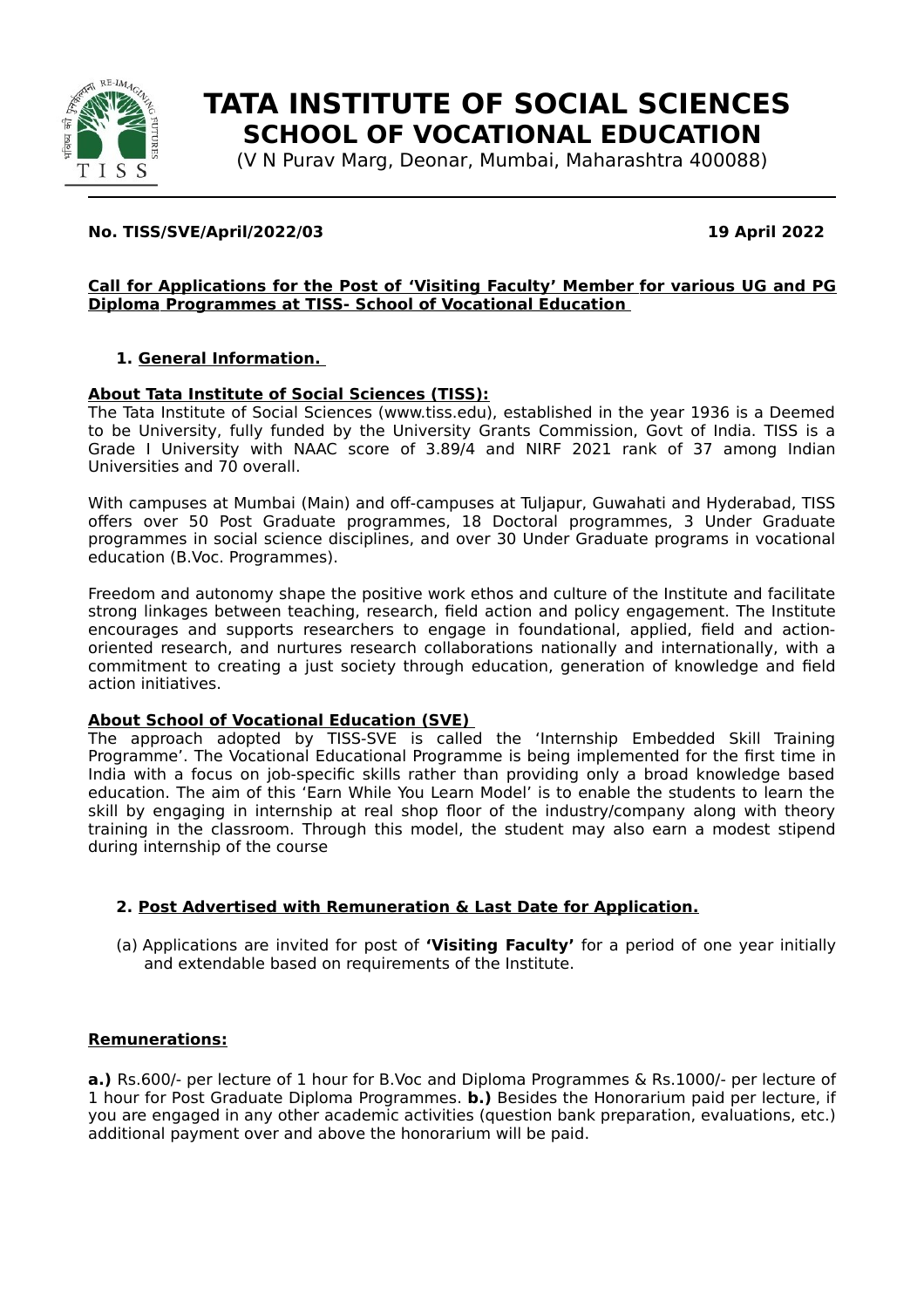# TATA INSTITUTE OF SOCIAL SCIENCES
## SCHOOL OF VOCATIONAL EDUCATION

(V N Purav Marg, Deonar, Mumbai, Maharashtra 400088)

**No. TISS/SVE/April/2022/03** **19 April 2022**

**Call for Applications for the Post of 'Visiting Faculty' Member for various UG and PG Diploma Programmes at TISS- School of Vocational Education**

1. **General Information.**

**About Tata Institute of Social Sciences (TISS):**

The Tata Institute of Social Sciences (www.tiss.edu), established in the year 1936 is a Deemed to be University, fully funded by the University Grants Commission, Govt of India. TISS is a Grade I University with NAAC score of 3.89/4 and NIRF 2021 rank of 37 among Indian Universities and 70 overall.

With campuses at Mumbai (Main) and off-campuses at Tuljapur, Guwahati and Hyderabad, TISS offers over 50 Post Graduate programmes, 18 Doctoral programmes, 3 Under Graduate programmes in social science disciplines, and over 30 Under Graduate programs in vocational education (B.Voc. Programmes).

Freedom and autonomy shape the positive work ethos and culture of the Institute and facilitate strong linkages between teaching, research, field action and policy engagement. The Institute encourages and supports researchers to engage in foundational, applied, field and action-oriented research, and nurtures research collaborations nationally and internationally, with a commitment to creating a just society through education, generation of knowledge and field action initiatives.

**About School of Vocational Education (SVE)**

The approach adopted by TISS-SVE is called the 'Internship Embedded Skill Training Programme'. The Vocational Educational Programme is being implemented for the first time in India with a focus on job-specific skills rather than providing only a broad knowledge based education. The aim of this 'Earn While You Learn Model' is to enable the students to learn the skill by engaging in internship at real shop floor of the industry/company along with theory training in the classroom. Through this model, the student may also earn a modest stipend during internship of the course

2. **Post Advertised with Remuneration & Last Date for Application.**

(a) Applications are invited for post of **'Visiting Faculty'** for a period of one year initially and extendable based on requirements of the Institute.

**Remunerations:**

**a.)** Rs.600/- per lecture of 1 hour for B.Voc and Diploma Programmes & Rs.1000/- per lecture of 1 hour for Post Graduate Diploma Programmes. **b.)** Besides the Honorarium paid per lecture, if you are engaged in any other academic activities (question bank preparation, evaluations, etc.) additional payment over and above the honorarium will be paid.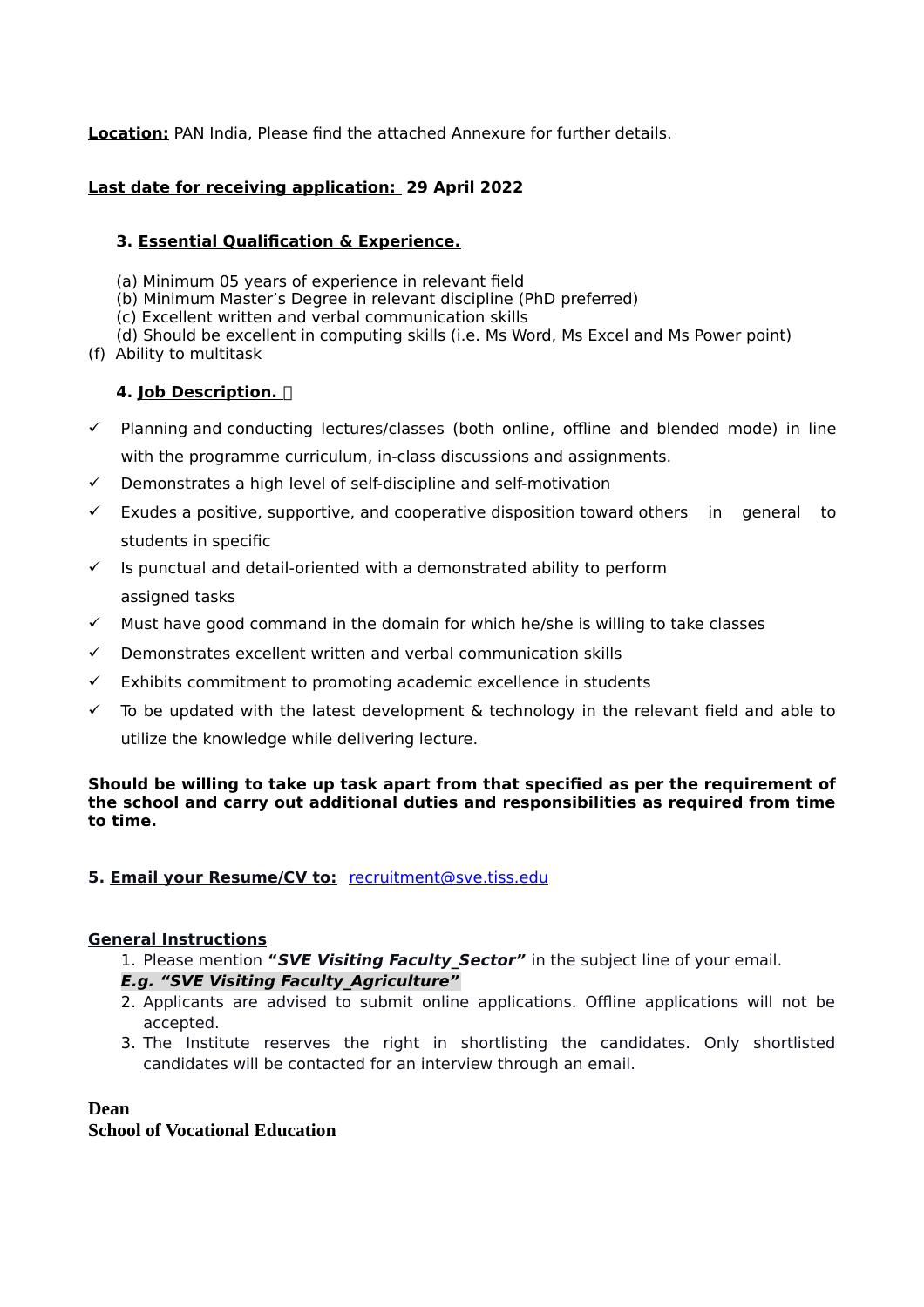**<u>Location:</u>** PAN India, Please find the attached Annexure for further details.

**<u>Last date for receiving application:</u> 29 April 2022**

**3. <u>Essential Qualification & Experience.</u>**

(a) Minimum 05 years of experience in relevant field
(b) Minimum Master's Degree in relevant discipline (PhD preferred)
(c) Excellent written and verbal communication skills
(d) Should be excellent in computing skills (i.e. Ms Word, Ms Excel and Ms Power point)
(f) Ability to multitask

**4. <u>Job Description.</u>**

- ✓ Planning and conducting lectures/classes (both online, offline and blended mode) in line with the programme curriculum, in-class discussions and assignments.
- ✓ Demonstrates a high level of self-discipline and self-motivation
- ✓ Exudes a positive, supportive, and cooperative disposition toward others in general to students in specific
- ✓ Is punctual and detail-oriented with a demonstrated ability to perform assigned tasks
- ✓ Must have good command in the domain for which he/she is willing to take classes
- ✓ Demonstrates excellent written and verbal communication skills
- ✓ Exhibits commitment to promoting academic excellence in students
- ✓ To be updated with the latest development & technology in the relevant field and able to utilize the knowledge while delivering lecture.

**Should be willing to take up task apart from that specified as per the requirement of the school and carry out additional duties and responsibilities as required from time to time.**

**5. <u>Email your Resume/CV to:</u>** recruitment@sve.tiss.edu

**<u>General Instructions</u>**

1. Please mention ***"SVE Visiting Faculty_Sector"*** in the subject line of your email.
   ***E.g. "SVE Visiting Faculty_Agriculture"***
2. Applicants are advised to submit online applications. Offline applications will not be accepted.
3. The Institute reserves the right in shortlisting the candidates. Only shortlisted candidates will be contacted for an interview through an email.

**Dean**
**School of Vocational Education**